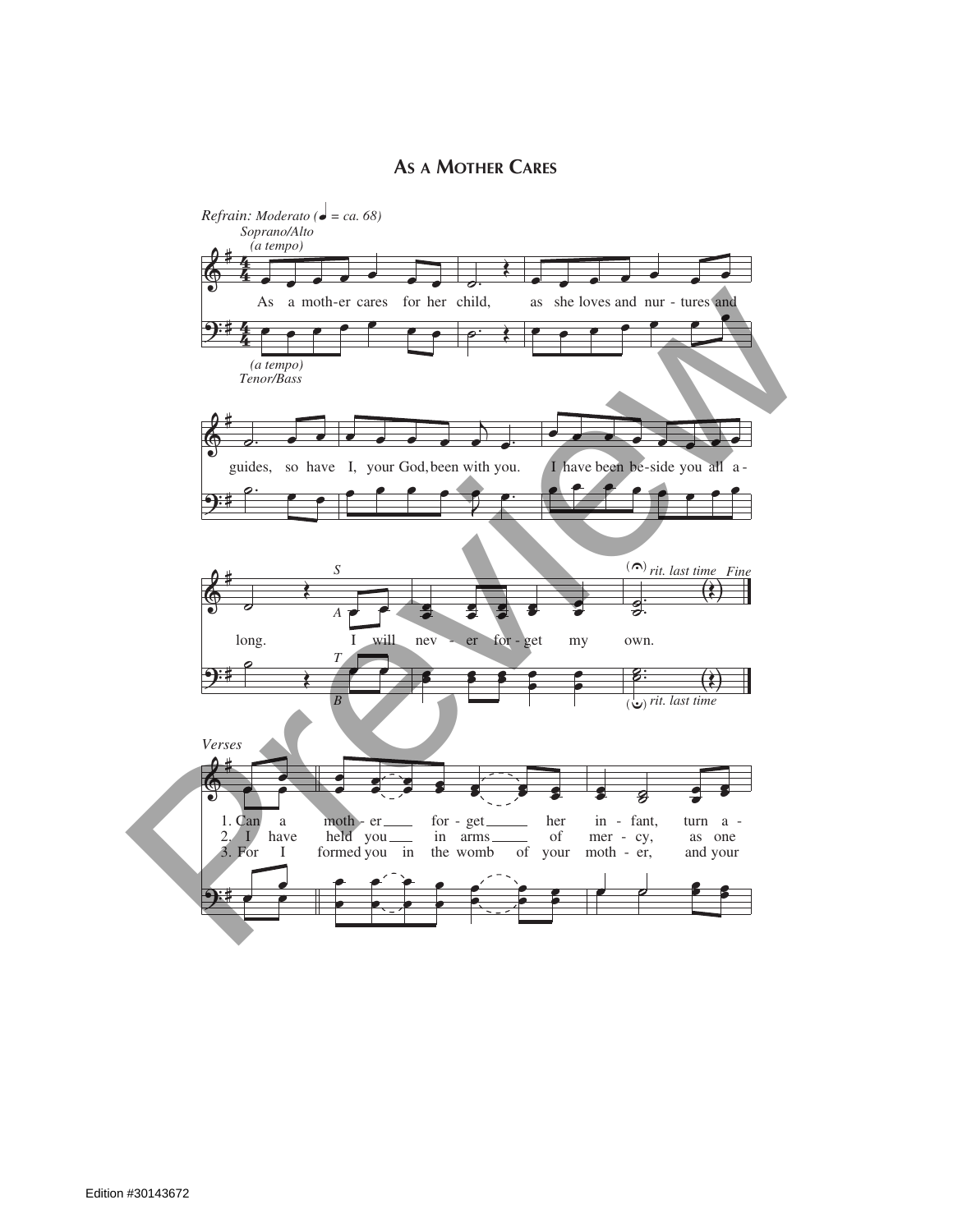# As a Mother Cares

*Refrain: Moderato (♩ = ca. 68)*

Soprano/Alto *(a tempo)*

As a moth-er cares for her child, as she loves and nur - tures and guides, so have I, your God, been with you. I have been be-side you all a - long. I will nev - er for - get my own.

Tenor/Bass *(a tempo)*

*rit. last time* *Fine*

*Verses*

1. Can a moth - er for - get her in - fant, turn a -
2. I have held you in arms of mer - cy, as one
3. For I formed you in the womb of your moth - er, and your

Edition #30143672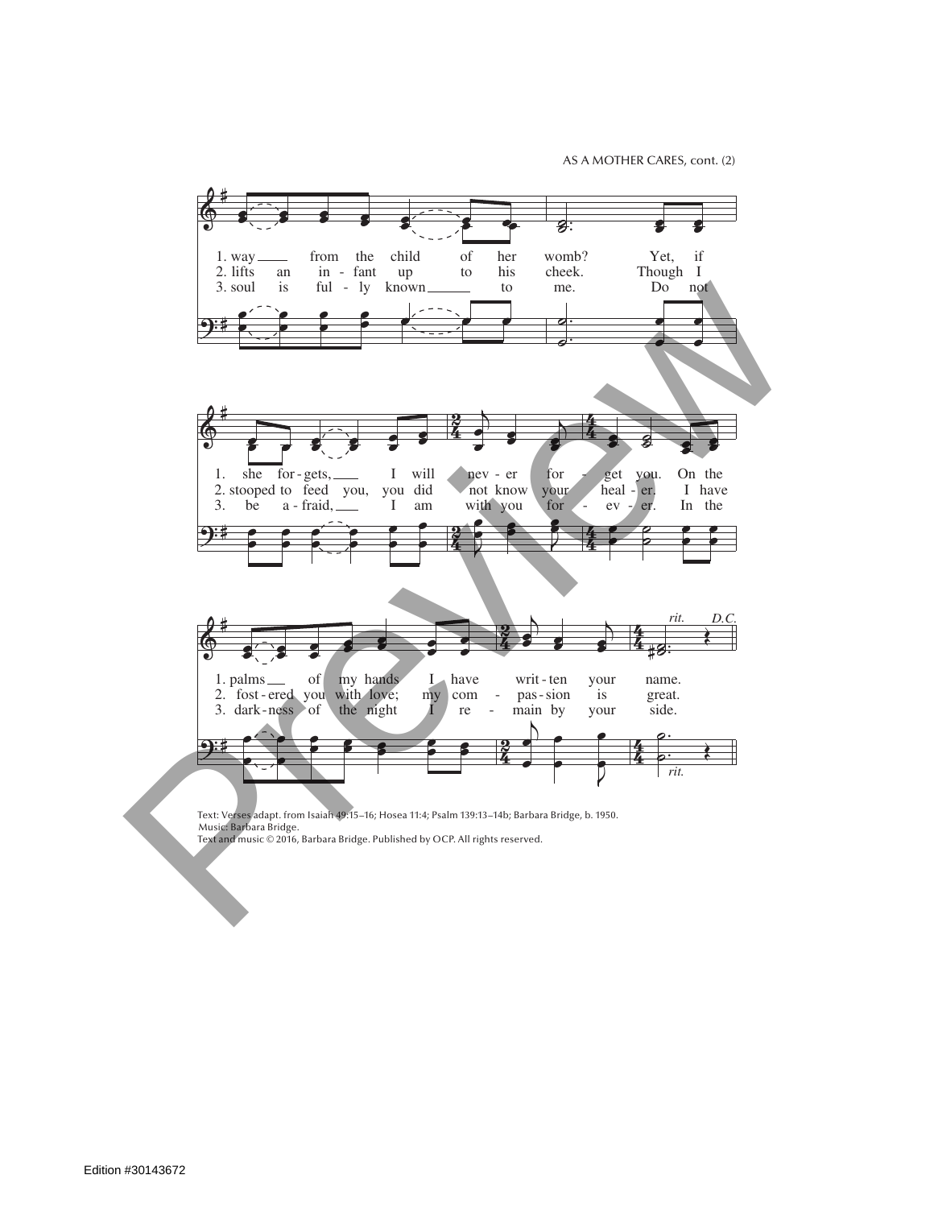1. way from the child of her womb? Yet, if she forgets, I will never forget you. On the palms of my hands I have written your name.

2. lifts an infant up to his cheek. Though I stooped to feed you, you did not know your healer. I have fostered you with love; my compassion is great.

3. soul is fully known to me. Do not be afraid, I am with you for ever. In the darkness of the night I remain by your side.

Text: Verses adapt. from Isaiah 49:15–16; Hosea 11:4; Psalm 139:13–14b; Barbara Bridge, b. 1950.
Music: Barbara Bridge.
Text and music © 2016, Barbara Bridge. Published by OCP. All rights reserved.

Edition #30143672